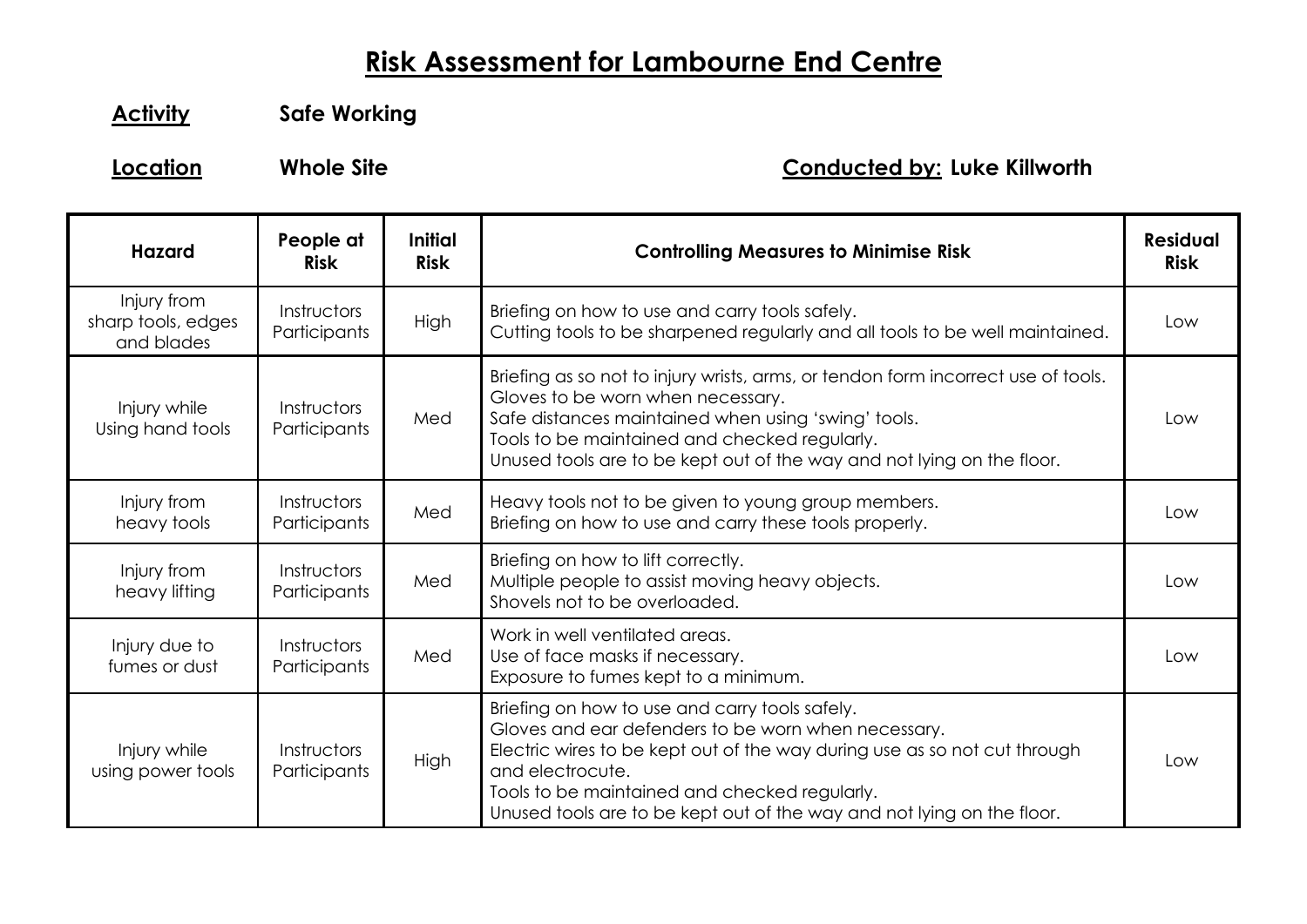# Risk Assessment for Lambourne End Centre

**Activity** **Safe Working**

**Location** **Whole Site** **Conducted by: Luke Killworth**

| Hazard | People at Risk | Initial Risk | Controlling Measures to Minimise Risk | Residual Risk |
|---|---|---|---|---|
| Injury from sharp tools, edges and blades | Instructors Participants | High | Briefing on how to use and carry tools safely.<br>Cutting tools to be sharpened regularly and all tools to be well maintained. | Low |
| Injury while Using hand tools | Instructors Participants | Med | Briefing as so not to injury wrists, arms, or tendon form incorrect use of tools.<br>Gloves to be worn when necessary.<br>Safe distances maintained when using 'swing' tools.<br>Tools to be maintained and checked regularly.<br>Unused tools are to be kept out of the way and not lying on the floor. | Low |
| Injury from heavy tools | Instructors Participants | Med | Heavy tools not to be given to young group members.<br>Briefing on how to use and carry these tools properly. | Low |
| Injury from heavy lifting | Instructors Participants | Med | Briefing on how to lift correctly.<br>Multiple people to assist moving heavy objects.<br>Shovels not to be overloaded. | Low |
| Injury due to fumes or dust | Instructors Participants | Med | Work in well ventilated areas.<br>Use of face masks if necessary.<br>Exposure to fumes kept to a minimum. | Low |
| Injury while using power tools | Instructors Participants | High | Briefing on how to use and carry tools safely.<br>Gloves and ear defenders to be worn when necessary.<br>Electric wires to be kept out of the way during use as so not cut through and electrocute.<br>Tools to be maintained and checked regularly.<br>Unused tools are to be kept out of the way and not lying on the floor. | Low |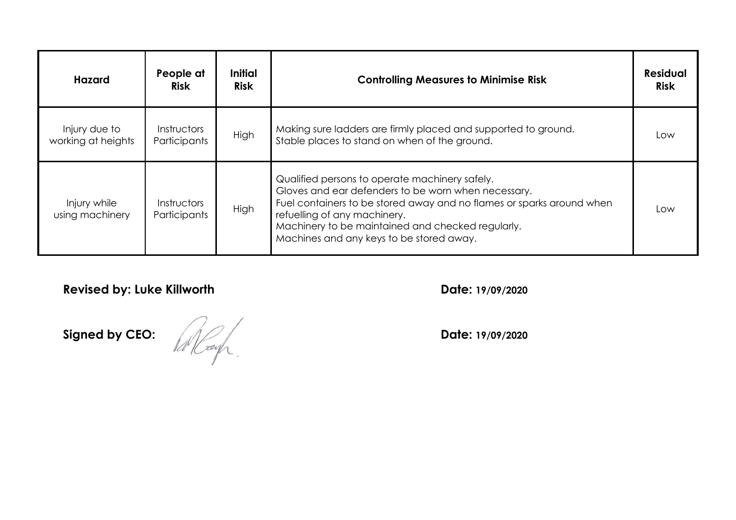| Hazard | People at Risk | Initial Risk | Controlling Measures to Minimise Risk | Residual Risk |
|---|---|---|---|---|
| Injury due to working at heights | Instructors Participants | High | Making sure ladders are firmly placed and supported to ground. Stable places to stand on when of the ground. | Low |
| Injury while using machinery | Instructors Participants | High | Qualified persons to operate machinery safely. Gloves and ear defenders to be worn when necessary. Fuel containers to be stored away and no flames or sparks around when refuelling of any machinery. Machinery to be maintained and checked regularly. Machines and any keys to be stored away. | Low |

**Revised by: Luke Killworth** **Date: 19/09/2020**

**Signed by CEO:** **Date: 19/09/2020**